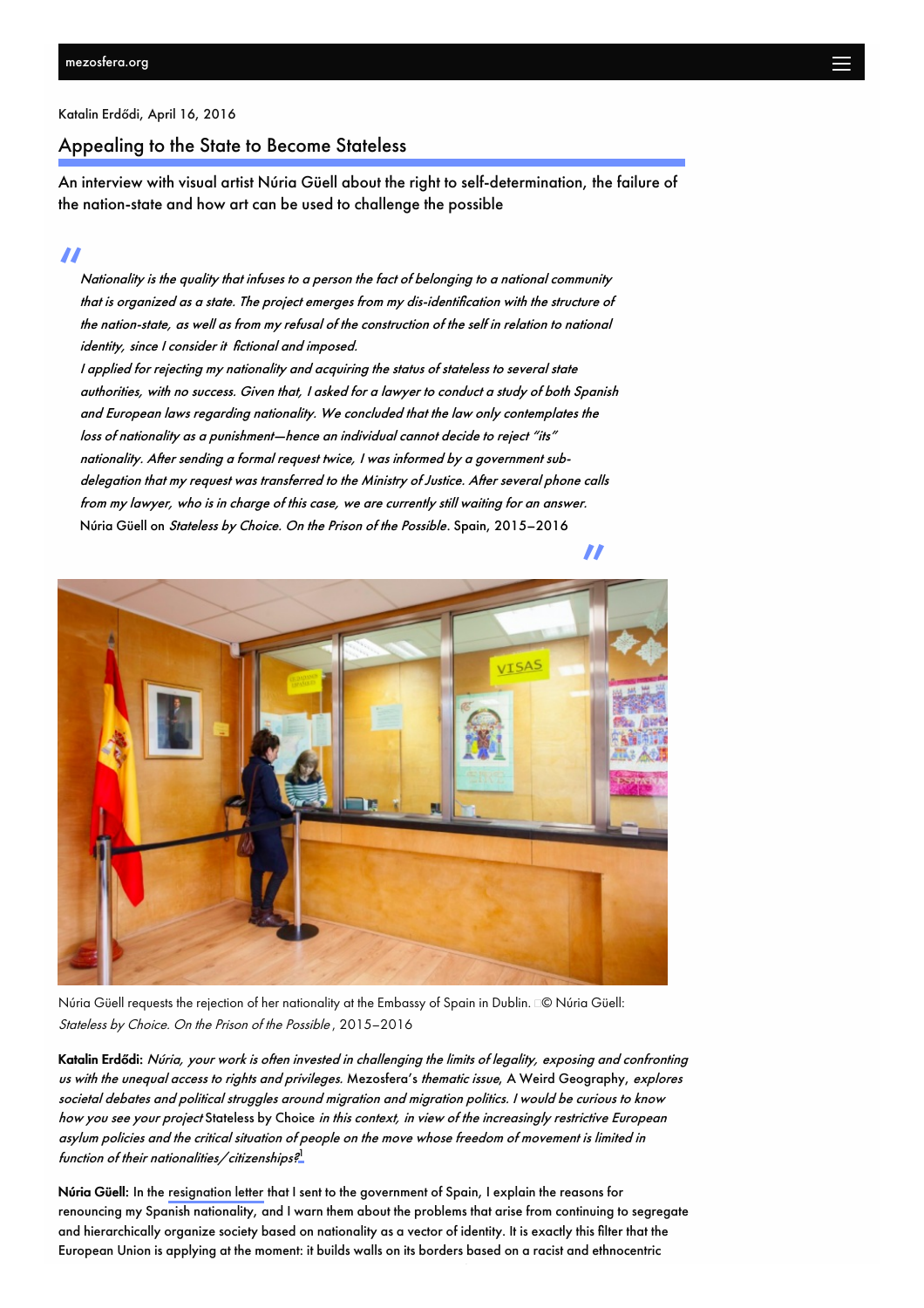Katalin Erdődi, April 16, 2016

# Appealing to the State to Become Stateless

An interview with visual artist Núria Güell about the right to self-determination, the failure of the nation-state and how art can be used to challenge the possible

> *Nationality is the quality that infuses to a person the fact of belonging to a national community that is organized as a state. The project emerges from my dis-identification with the structure of the nation-state, as well as from my refusal of the construction of the self in relation to national identity, since I consider it fictional and imposed.*
>
> *I applied for rejecting my nationality and acquiring the status of stateless to several state authorities, with no success. Given that, I asked for a lawyer to conduct a study of both Spanish and European laws regarding nationality. We concluded that the law only contemplates the loss of nationality as a punishment—hence an individual cannot decide to reject "its" nationality. After sending a formal request twice, I was informed by a government sub-delegation that my request was transferred to the Ministry of Justice. After several phone calls from my lawyer, who is in charge of this case, we are currently still waiting for an answer.*
>
> Núria Güell on *Stateless by Choice. On the Prison of the Possible*. Spain, 2015–2016

Núria Güell requests the rejection of her nationality at the Embassy of Spain in Dublin. © Núria Güell: *Stateless by Choice. On the Prison of the Possible*, 2015–2016

**Katalin Erdődi:** *Núria, your work is often invested in challenging the limits of legality, exposing and confronting us with the unequal access to rights and privileges.* Mezosfera's *thematic issue,* A Weird Geography, *explores societal debates and political struggles around migration and migration politics. I would be curious to know how you see your project* Stateless by Choice *in this context, in view of the increasingly restrictive European asylum policies and the critical situation of people on the move whose freedom of movement is limited in function of their nationalities/citizenships?*[1]

**Núria Güell:** In the resignation letter that I sent to the government of Spain, I explain the reasons for renouncing my Spanish nationality, and I warn them about the problems that arise from continuing to segregate and hierarchically organize society based on nationality as a vector of identity. It is exactly this filter that the European Union is applying at the moment: it builds walls on its borders based on a racist and ethnocentric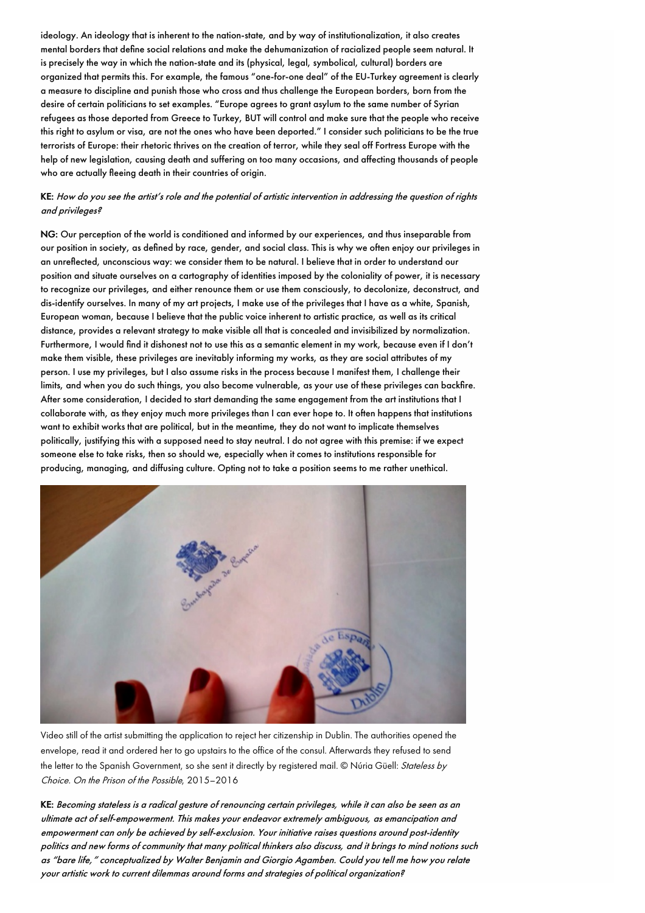ideology. An ideology that is inherent to the nation-state, and by way of institutionalization, it also creates mental borders that define social relations and make the dehumanization of racialized people seem natural. It is precisely the way in which the nation-state and its (physical, legal, symbolical, cultural) borders are organized that permits this. For example, the famous "one-for-one deal" of the EU-Turkey agreement is clearly a measure to discipline and punish those who cross and thus challenge the European borders, born from the desire of certain politicians to set examples. "Europe agrees to grant asylum to the same number of Syrian refugees as those deported from Greece to Turkey, BUT will control and make sure that the people who receive this right to asylum or visa, are not the ones who have been deported." I consider such politicians to be the true terrorists of Europe: their rhetoric thrives on the creation of terror, while they seal off Fortress Europe with the help of new legislation, causing death and suffering on too many occasions, and affecting thousands of people who are actually fleeing death in their countries of origin.

**KE:** *How do you see the artist's role and the potential of artistic intervention in addressing the question of rights and privileges?*

**NG:** Our perception of the world is conditioned and informed by our experiences, and thus inseparable from our position in society, as defined by race, gender, and social class. This is why we often enjoy our privileges in an unreflected, unconscious way: we consider them to be natural. I believe that in order to understand our position and situate ourselves on a cartography of identities imposed by the coloniality of power, it is necessary to recognize our privileges, and either renounce them or use them consciously, to decolonize, deconstruct, and dis-identify ourselves. In many of my art projects, I make use of the privileges that I have as a white, Spanish, European woman, because I believe that the public voice inherent to artistic practice, as well as its critical distance, provides a relevant strategy to make visible all that is concealed and invisibilized by normalization. Furthermore, I would find it dishonest not to use this as a semantic element in my work, because even if I don't make them visible, these privileges are inevitably informing my works, as they are social attributes of my person. I use my privileges, but I also assume risks in the process because I manifest them, I challenge their limits, and when you do such things, you also become vulnerable, as your use of these privileges can backfire. After some consideration, I decided to start demanding the same engagement from the art institutions that I collaborate with, as they enjoy much more privileges than I can ever hope to. It often happens that institutions want to exhibit works that are political, but in the meantime, they do not want to implicate themselves politically, justifying this with a supposed need to stay neutral. I do not agree with this premise: if we expect someone else to take risks, then so should we, especially when it comes to institutions responsible for producing, managing, and diffusing culture. Opting not to take a position seems to me rather unethical.

Video still of the artist submitting the application to reject her citizenship in Dublin. The authorities opened the envelope, read it and ordered her to go upstairs to the office of the consul. Afterwards they refused to send the letter to the Spanish Government, so she sent it directly by registered mail. © Núria Güell: *Stateless by Choice. On the Prison of the Possible*, 2015–2016

**KE:** *Becoming stateless is a radical gesture of renouncing certain privileges, while it can also be seen as an ultimate act of self-empowerment. This makes your endeavor extremely ambiguous, as emancipation and empowerment can only be achieved by self-exclusion. Your initiative raises questions around post-identity politics and new forms of community that many political thinkers also discuss, and it brings to mind notions such as "bare life," conceptualized by Walter Benjamin and Giorgio Agamben. Could you tell me how you relate your artistic work to current dilemmas around forms and strategies of political organization?*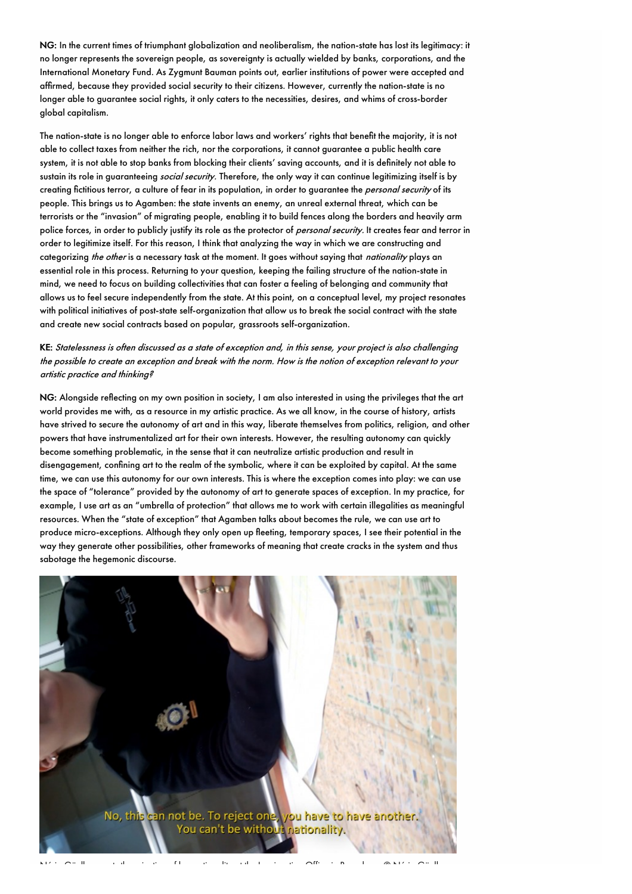**NG:** In the current times of triumphant globalization and neoliberalism, the nation-state has lost its legitimacy: it no longer represents the sovereign people, as sovereignty is actually wielded by banks, corporations, and the International Monetary Fund. As Zygmunt Bauman points out, earlier institutions of power were accepted and affirmed, because they provided social security to their citizens. However, currently the nation-state is no longer able to guarantee social rights, it only caters to the necessities, desires, and whims of cross-border global capitalism.

The nation-state is no longer able to enforce labor laws and workers' rights that benefit the majority, it is not able to collect taxes from neither the rich, nor the corporations, it cannot guarantee a public health care system, it is not able to stop banks from blocking their clients' saving accounts, and it is definitely not able to sustain its role in guaranteeing *social security*. Therefore, the only way it can continue legitimizing itself is by creating fictitious terror, a culture of fear in its population, in order to guarantee the *personal security* of its people. This brings us to Agamben: the state invents an enemy, an unreal external threat, which can be terrorists or the "invasion" of migrating people, enabling it to build fences along the borders and heavily arm police forces, in order to publicly justify its role as the protector of *personal security*. It creates fear and terror in order to legitimize itself. For this reason, I think that analyzing the way in which we are constructing and categorizing *the other* is a necessary task at the moment. It goes without saying that *nationality* plays an essential role in this process. Returning to your question, keeping the failing structure of the nation-state in mind, we need to focus on building collectivities that can foster a feeling of belonging and community that allows us to feel secure independently from the state. At this point, on a conceptual level, my project resonates with political initiatives of post-state self-organization that allow us to break the social contract with the state and create new social contracts based on popular, grassroots self-organization.

**KE:** *Statelessness is often discussed as a state of exception and, in this sense, your project is also challenging the possible to create an exception and break with the norm. How is the notion of exception relevant to your artistic practice and thinking?*

**NG:** Alongside reflecting on my own position in society, I am also interested in using the privileges that the art world provides me with, as a resource in my artistic practice. As we all know, in the course of history, artists have strived to secure the autonomy of art and in this way, liberate themselves from politics, religion, and other powers that have instrumentalized art for their own interests. However, the resulting autonomy can quickly become something problematic, in the sense that it can neutralize artistic production and result in disengagement, confining art to the realm of the symbolic, where it can be exploited by capital. At the same time, we can use this autonomy for our own interests. This is where the exception comes into play: we can use the space of "tolerance" provided by the autonomy of art to generate spaces of exception. In my practice, for example, I use art as an "umbrella of protection" that allows me to work with certain illegalities as meaningful resources. When the "state of exception" that Agamben talks about becomes the rule, we can use art to produce micro-exceptions. Although they only open up fleeting, temporary spaces, I see their potential in the way they generate other possibilities, other frameworks of meaning that create cracks in the system and thus sabotage the hegemonic discourse.

No, this can not be. To reject one, you have to have another.
You can't be without nationality.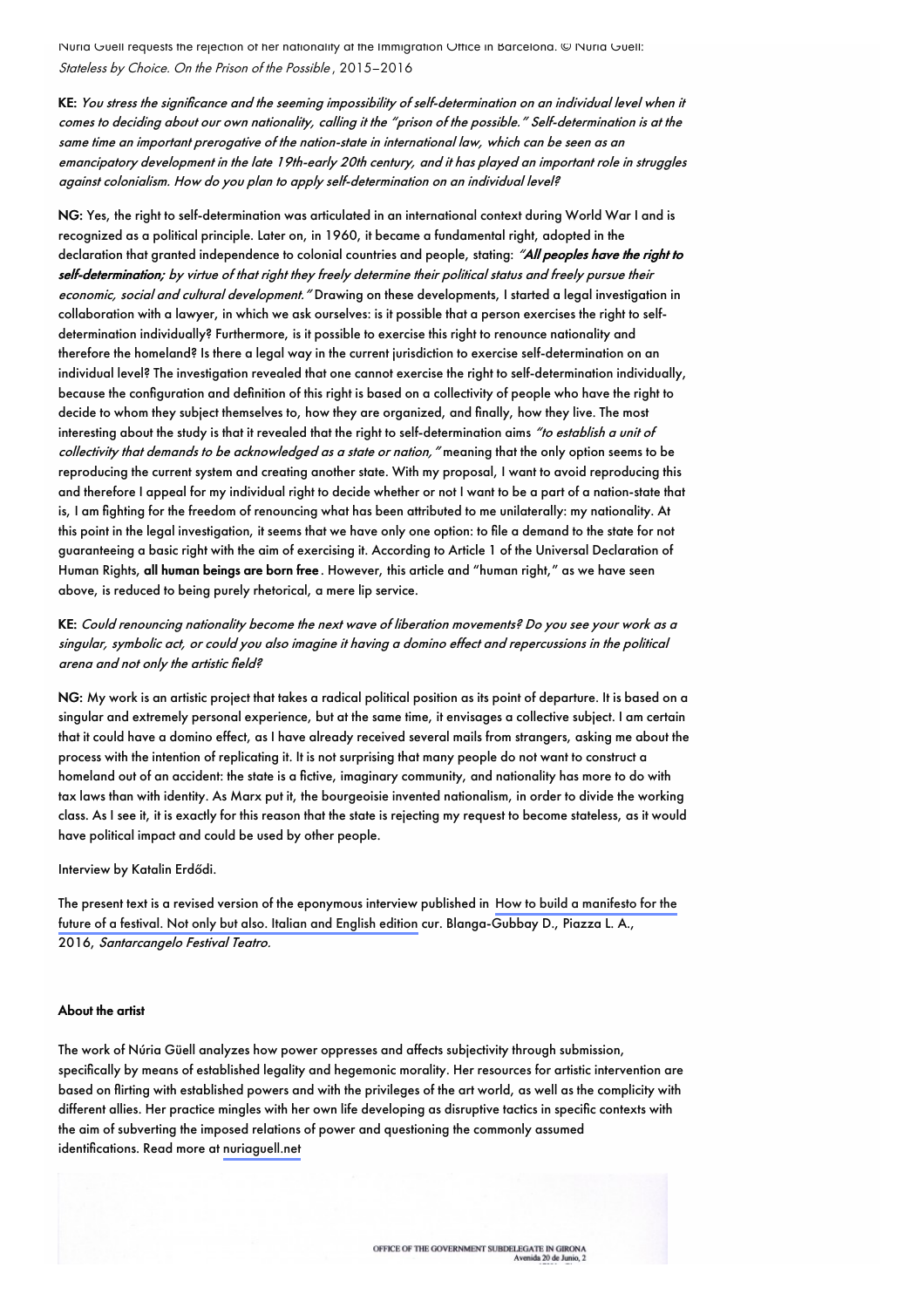Núria Güell requests the rejection of her nationality at the Immigration Office in Barcelona. © Núria Güell: *Stateless by Choice. On the Prison of the Possible*, 2015–2016

**KE:** *You stress the significance and the seeming impossibility of self-determination on an individual level when it comes to deciding about our own nationality, calling it the "prison of the possible." Self-determination is at the same time an important prerogative of the nation-state in international law, which can be seen as an emancipatory development in the late 19th-early 20th century, and it has played an important role in struggles against colonialism. How do you plan to apply self-determination on an individual level?*

**NG:** Yes, the right to self-determination was articulated in an international context during World War I and is recognized as a political principle. Later on, in 1960, it became a fundamental right, adopted in the declaration that granted independence to colonial countries and people, stating: ***"All peoples have the right to self-determination;*** *by virtue of that right they freely determine their political status and freely pursue their economic, social and cultural development."* Drawing on these developments, I started a legal investigation in collaboration with a lawyer, in which we ask ourselves: is it possible that a person exercises the right to self-determination individually? Furthermore, is it possible to exercise this right to renounce nationality and therefore the homeland? Is there a legal way in the current jurisdiction to exercise self-determination on an individual level? The investigation revealed that one cannot exercise the right to self-determination individually, because the configuration and definition of this right is based on a collectivity of people who have the right to decide to whom they subject themselves to, how they are organized, and finally, how they live. The most interesting about the study is that it revealed that the right to self-determination aims *"to establish a unit of collectivity that demands to be acknowledged as a state or nation,"* meaning that the only option seems to be reproducing the current system and creating another state. With my proposal, I want to avoid reproducing this and therefore I appeal for my individual right to decide whether or not I want to be a part of a nation-state that is, I am fighting for the freedom of renouncing what has been attributed to me unilaterally: my nationality. At this point in the legal investigation, it seems that we have only one option: to file a demand to the state for not guaranteeing a basic right with the aim of exercising it. According to Article 1 of the Universal Declaration of Human Rights, **all human beings are born free**. However, this article and "human right," as we have seen above, is reduced to being purely rhetorical, a mere lip service.

**KE:** *Could renouncing nationality become the next wave of liberation movements? Do you see your work as a singular, symbolic act, or could you also imagine it having a domino effect and repercussions in the political arena and not only the artistic field?*

**NG:** My work is an artistic project that takes a radical political position as its point of departure. It is based on a singular and extremely personal experience, but at the same time, it envisages a collective subject. I am certain that it could have a domino effect, as I have already received several mails from strangers, asking me about the process with the intention of replicating it. It is not surprising that many people do not want to construct a homeland out of an accident: the state is a fictive, imaginary community, and nationality has more to do with tax laws than with identity. As Marx put it, the bourgeoisie invented nationalism, in order to divide the working class. As I see it, it is exactly for this reason that the state is rejecting my request to become stateless, as it would have political impact and could be used by other people.

Interview by Katalin Erdődi.

The present text is a revised version of the eponymous interview published in How to build a manifesto for the future of a festival. Not only but also. Italian and English edition cur. Blanga-Gubbay D., Piazza L. A., 2016, *Santarcangelo Festival Teatro.*

#### About the artist

The work of Núria Güell analyzes how power oppresses and affects subjectivity through submission, specifically by means of established legality and hegemonic morality. Her resources for artistic intervention are based on flirting with established powers and with the privileges of the art world, as well as the complicity with different allies. Her practice mingles with her own life developing as disruptive tactics in specific contexts with the aim of subverting the imposed relations of power and questioning the commonly assumed identifications. Read more at nuriaguell.net

OFFICE OF THE GOVERNMENT SUBDELEGATE IN GIRONA
Avenida 20 de Junio, 2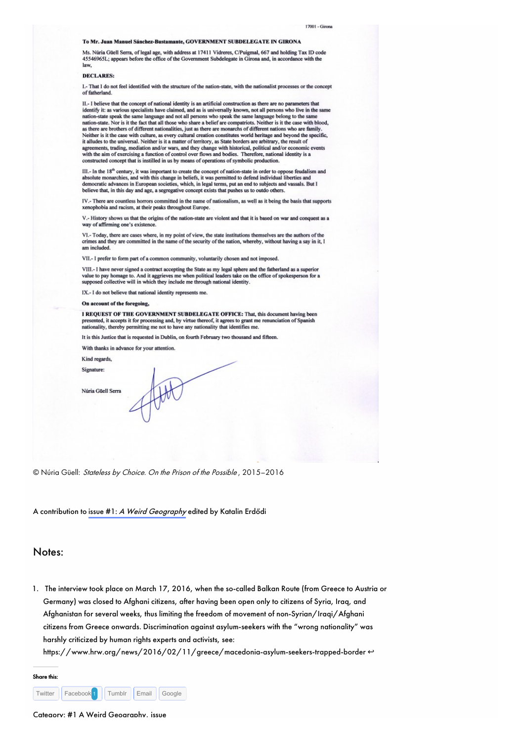17001 - Girona

**To Mr. Juan Manuel Sánchez-Bustamante, GOVERNMENT SUBDELEGATE IN GIRONA**

Ms. Núria Güell Serra, of legal age, with address at 17411 Vidreres, C/Puigmal, 667 and holding Tax ID code 45546965L; appears before the office of the Government Subdelegate in Girona and, in accordance with the law,

**DECLARES:**

I.- That I do not feel identified with the structure of the nation-state, with the nationalist processes or the concept of fatherland.

II.- I believe that the concept of national identity is an artificial construction as there are no parameters that identify it: as various specialists have claimed, and as is universally known, not all persons who live in the same nation-state speak the same language and not all persons who speak the same language belong to the same nation-state. Nor is it the fact that all those who share a belief are compatriots. Neither is it the case with blood, as there are brothers of different nationalities, just as there are monarchs of different nations who are family. Neither is it the case with culture, as every cultural creation constitutes world heritage and beyond the specific, it alludes to the universal. Neither is it a matter of territory, as State borders are arbitrary, the result of agreements, trading, mediation and/or wars, and they change with historical, political and/or economic events with the aim of exercising a function of control over flows and bodies. Therefore, national identity is a constructed concept that is instilled in us by means of operations of symbolic production.

III.- In the 18th century, it was important to create the concept of nation-state in order to oppose feudalism and absolute monarchies, and with this change in beliefs, it was permitted to defend individual liberties and democratic advances in European societies, which, in legal terms, put an end to subjects and vassals. But I believe that, in this day and age, a segregative concept exists that pushes us to outdo others.

IV.- There are countless horrors committed in the name of nationalism, as well as it being the basis that supports xenophobia and racism, at their peaks throughout Europe.

V.- History shows us that the origins of the nation-state are violent and that it is based on war and conquest as a way of affirming one's existence.

VI.- Today, there are cases where, in my point of view, the state institutions themselves are the authors of the crimes and they are committed in the name of the security of the nation, whereby, without having a say in it, I am included.

VII.- I prefer to form part of a common community, voluntarily chosen and not imposed.

VIII.- I have never signed a contract accepting the State as my legal sphere and the fatherland as a superior value to pay homage to. And it aggrieves me when political leaders take on the office of spokesperson for a supposed collective will in which they include me through national identity.

IX.- I do not believe that national identity represents me.

**On account of the foregoing,**

**I REQUEST OF THE GOVERNMENT SUBDELEGATE OFFICE:** That, this document having been presented, it accepts it for processing and, by virtue thereof, it agrees to grant me renunciation of Spanish nationality, thereby permitting me not to have any nationality that identifies me.

It is this Justice that is requested in Dublin, on fourth February two thousand and fifteen.

With thanks in advance for your attention.

Kind regards,

Signature:

Núria Güell Serra

© Núria Güell: *Stateless by Choice. On the Prison of the Possible*, 2015–2016

A contribution to issue #1: *A Weird Geography* edited by Katalin Erdődi

## Notes:

1. The interview took place on March 17, 2016, when the so-called Balkan Route (from Greece to Austria or Germany) was closed to Afghani citizens, after having been open only to citizens of Syria, Iraq, and Afghanistan for several weeks, thus limiting the freedom of movement of non-Syrian/Iraqi/Afghani citizens from Greece onwards. Discrimination against asylum-seekers with the "wrong nationality" was harshly criticized by human rights experts and activists, see: https://www.hrw.org/news/2016/02/11/greece/macedonia-asylum-seekers-trapped-border ↩

**Share this:**

Twitter | Facebook 1 | Tumblr | Email | Google

Category: #1 A Weird Geography, issue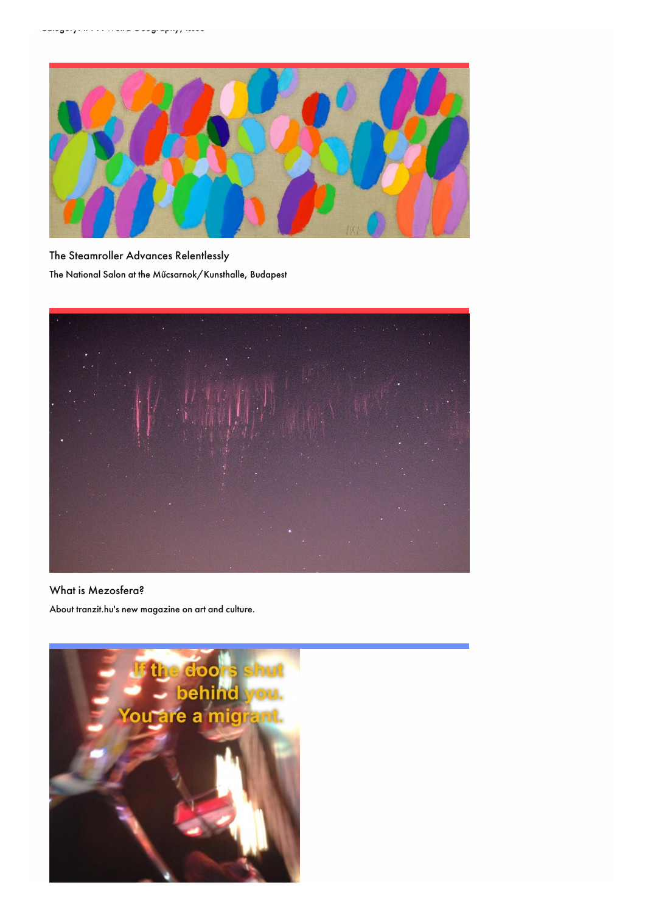The Steamroller Advances Relentlessly

The National Salon at the Műcsarnok/Kunsthalle, Budapest

What is Mezosfera?

About tranzit.hu's new magazine on art and culture.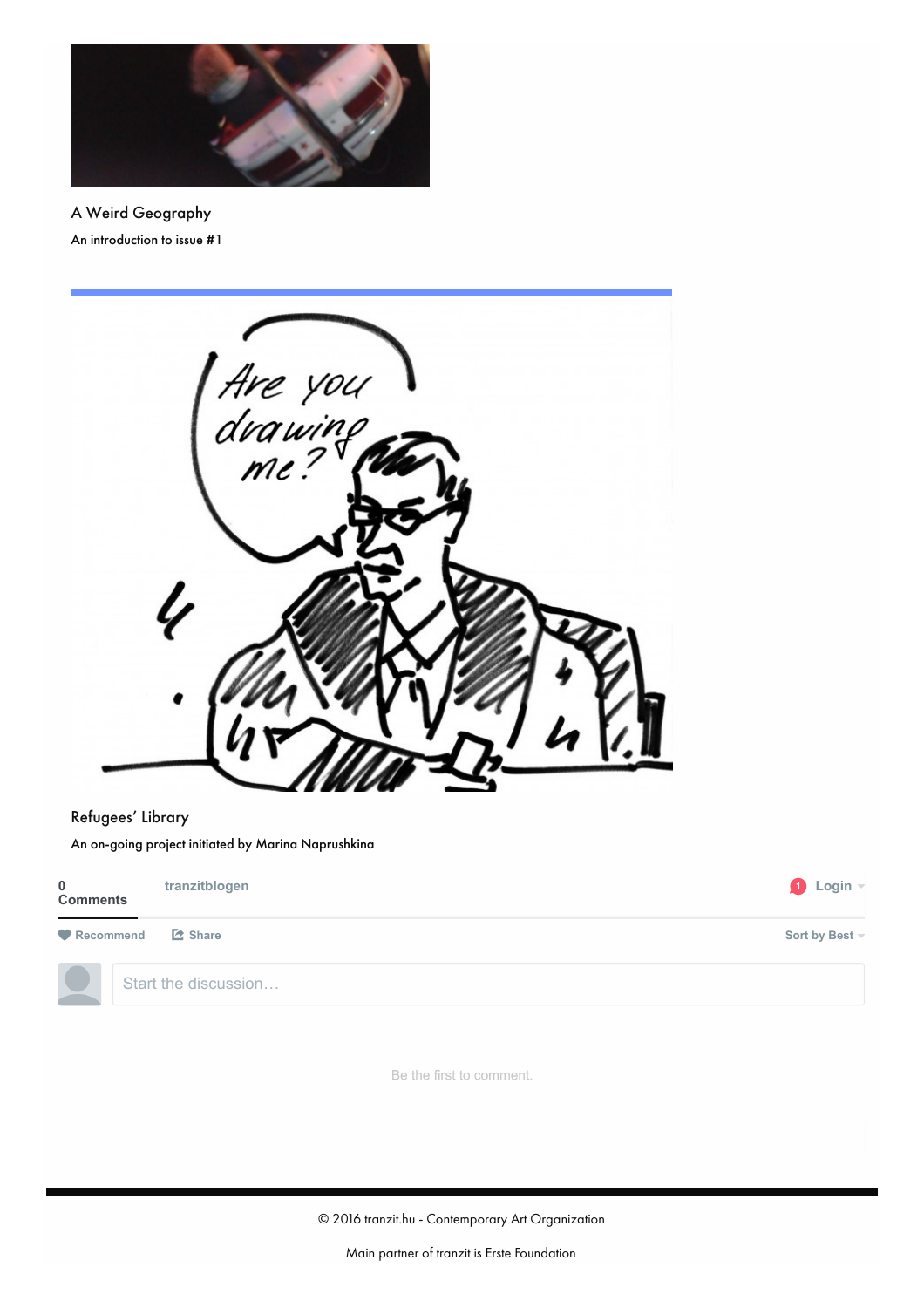A Weird Geography

An introduction to issue #1

Refugees' Library

An on-going project initiated by Marina Naprushkina

0 Comments    tranzitblogen    Login

Recommend    Share    Sort by Best

Start the discussion…

Be the first to comment.

© 2016 tranzit.hu - Contemporary Art Organization

Main partner of tranzit is Erste Foundation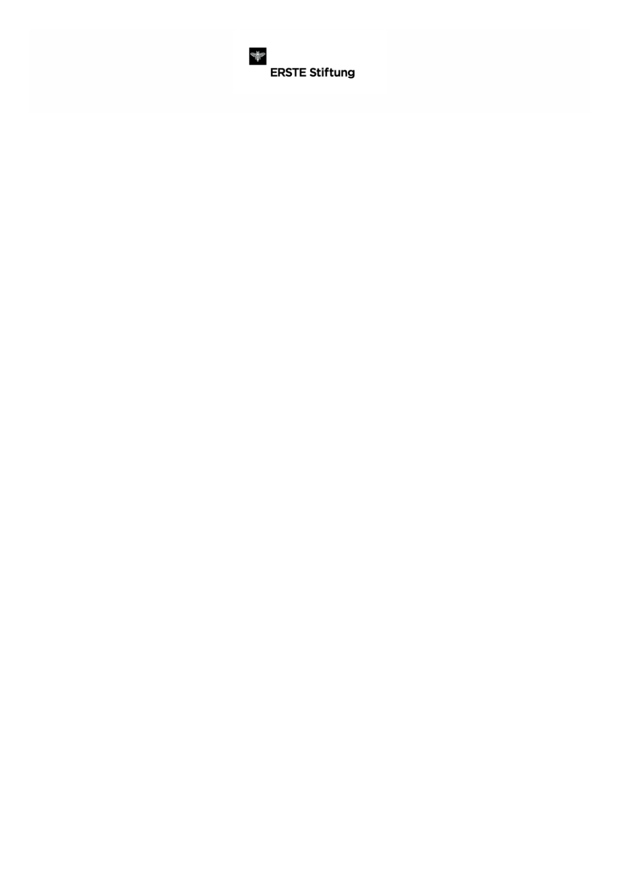ERSTE Stiftung